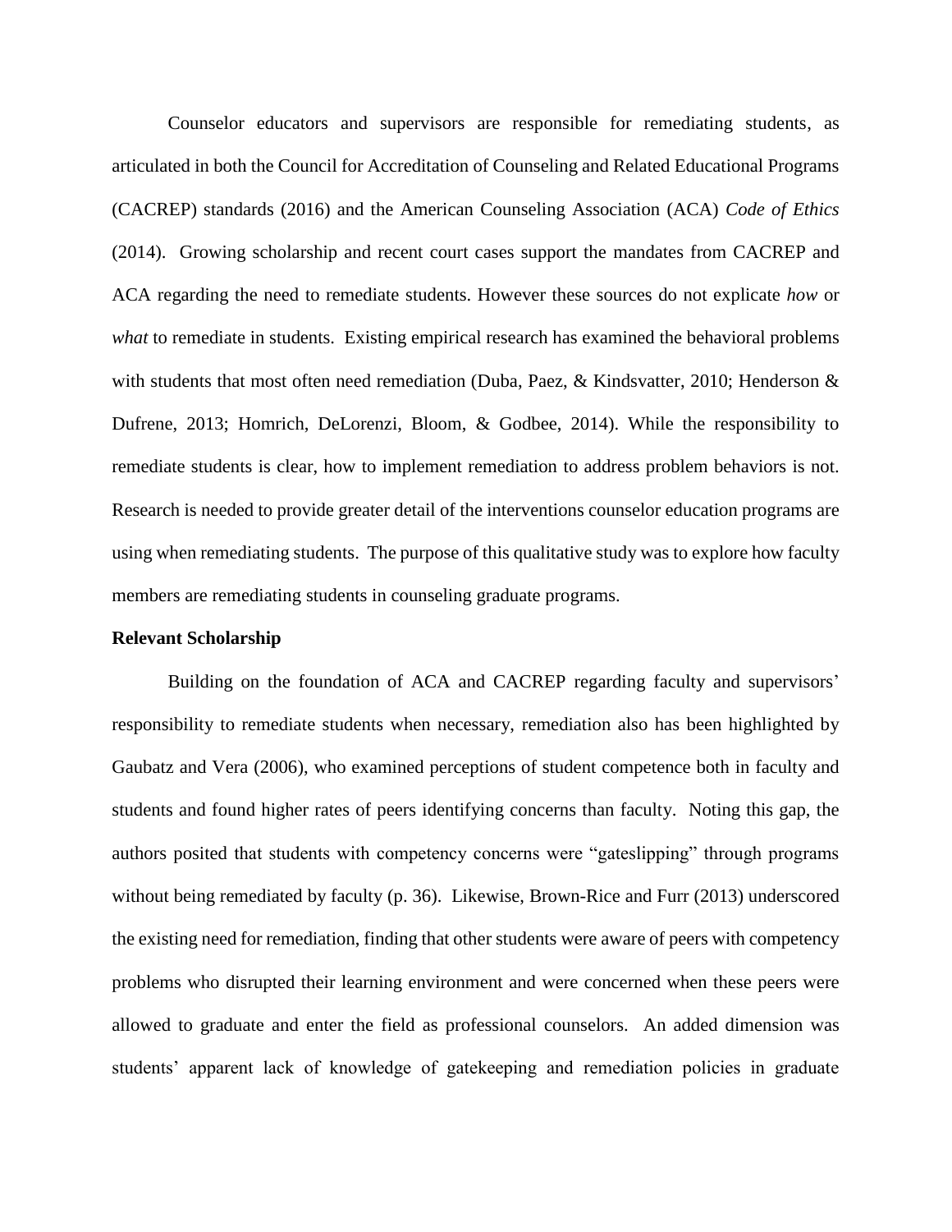Counselor educators and supervisors are responsible for remediating students, as articulated in both the Council for Accreditation of Counseling and Related Educational Programs (CACREP) standards (2016) and the American Counseling Association (ACA) *Code of Ethics* (2014). Growing scholarship and recent court cases support the mandates from CACREP and ACA regarding the need to remediate students. However these sources do not explicate *how* or *what* to remediate in students. Existing empirical research has examined the behavioral problems with students that most often need remediation (Duba, Paez, & Kindsvatter, 2010; Henderson & Dufrene, 2013; Homrich, DeLorenzi, Bloom, & Godbee, 2014). While the responsibility to remediate students is clear, how to implement remediation to address problem behaviors is not. Research is needed to provide greater detail of the interventions counselor education programs are using when remediating students. The purpose of this qualitative study was to explore how faculty members are remediating students in counseling graduate programs.

**Relevant Scholarship**

Building on the foundation of ACA and CACREP regarding faculty and supervisors' responsibility to remediate students when necessary, remediation also has been highlighted by Gaubatz and Vera (2006), who examined perceptions of student competence both in faculty and students and found higher rates of peers identifying concerns than faculty. Noting this gap, the authors posited that students with competency concerns were "gateslipping" through programs without being remediated by faculty (p. 36). Likewise, Brown-Rice and Furr (2013) underscored the existing need for remediation, finding that other students were aware of peers with competency problems who disrupted their learning environment and were concerned when these peers were allowed to graduate and enter the field as professional counselors. An added dimension was students' apparent lack of knowledge of gatekeeping and remediation policies in graduate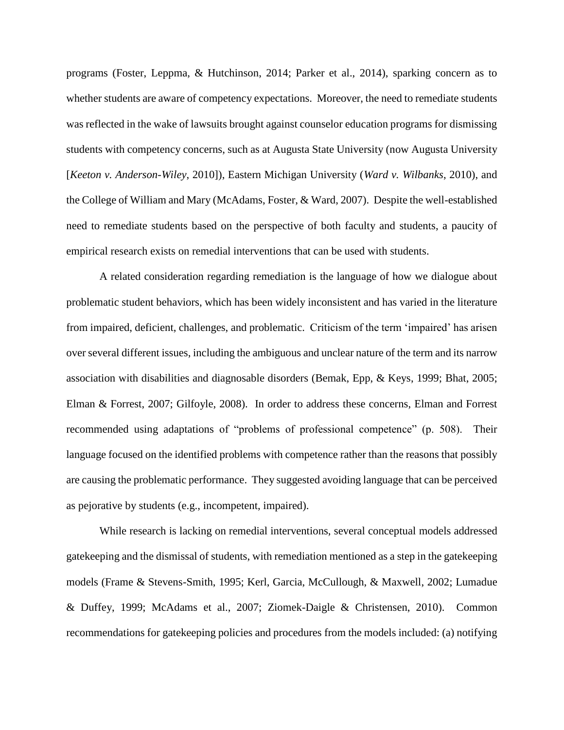programs (Foster, Leppma, & Hutchinson, 2014; Parker et al., 2014), sparking concern as to whether students are aware of competency expectations. Moreover, the need to remediate students was reflected in the wake of lawsuits brought against counselor education programs for dismissing students with competency concerns, such as at Augusta State University (now Augusta University [*Keeton v. Anderson-Wiley*, 2010]), Eastern Michigan University (*Ward v. Wilbanks*, 2010), and the College of William and Mary (McAdams, Foster, & Ward, 2007). Despite the well-established need to remediate students based on the perspective of both faculty and students, a paucity of empirical research exists on remedial interventions that can be used with students.

A related consideration regarding remediation is the language of how we dialogue about problematic student behaviors, which has been widely inconsistent and has varied in the literature from impaired, deficient, challenges, and problematic. Criticism of the term 'impaired' has arisen over several different issues, including the ambiguous and unclear nature of the term and its narrow association with disabilities and diagnosable disorders (Bemak, Epp, & Keys, 1999; Bhat, 2005; Elman & Forrest, 2007; Gilfoyle, 2008). In order to address these concerns, Elman and Forrest recommended using adaptations of "problems of professional competence" (p. 508). Their language focused on the identified problems with competence rather than the reasons that possibly are causing the problematic performance. They suggested avoiding language that can be perceived as pejorative by students (e.g., incompetent, impaired).

While research is lacking on remedial interventions, several conceptual models addressed gatekeeping and the dismissal of students, with remediation mentioned as a step in the gatekeeping models (Frame & Stevens-Smith, 1995; Kerl, Garcia, McCullough, & Maxwell, 2002; Lumadue & Duffey, 1999; McAdams et al., 2007; Ziomek-Daigle & Christensen, 2010). Common recommendations for gatekeeping policies and procedures from the models included: (a) notifying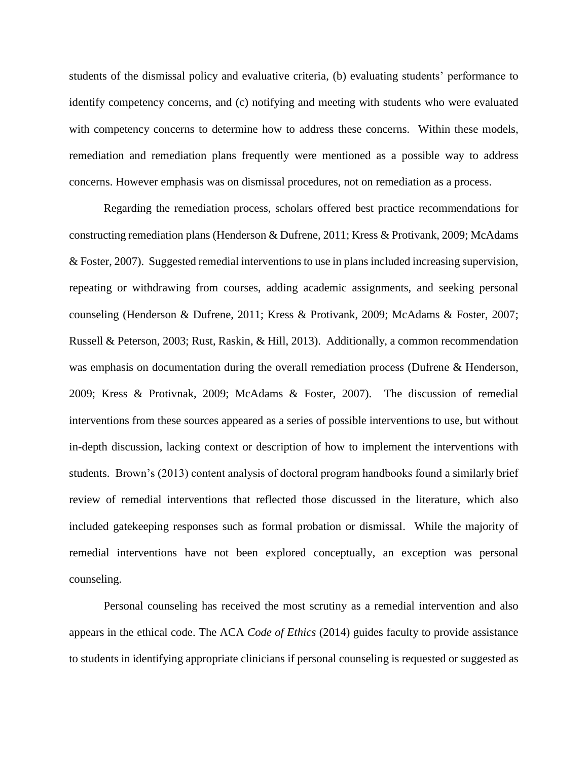students of the dismissal policy and evaluative criteria, (b) evaluating students' performance to identify competency concerns, and (c) notifying and meeting with students who were evaluated with competency concerns to determine how to address these concerns. Within these models, remediation and remediation plans frequently were mentioned as a possible way to address concerns. However emphasis was on dismissal procedures, not on remediation as a process.

Regarding the remediation process, scholars offered best practice recommendations for constructing remediation plans (Henderson & Dufrene, 2011; Kress & Protivank, 2009; McAdams & Foster, 2007). Suggested remedial interventions to use in plans included increasing supervision, repeating or withdrawing from courses, adding academic assignments, and seeking personal counseling (Henderson & Dufrene, 2011; Kress & Protivank, 2009; McAdams & Foster, 2007; Russell & Peterson, 2003; Rust, Raskin, & Hill, 2013). Additionally, a common recommendation was emphasis on documentation during the overall remediation process (Dufrene & Henderson, 2009; Kress & Protivnak, 2009; McAdams & Foster, 2007). The discussion of remedial interventions from these sources appeared as a series of possible interventions to use, but without in-depth discussion, lacking context or description of how to implement the interventions with students. Brown's (2013) content analysis of doctoral program handbooks found a similarly brief review of remedial interventions that reflected those discussed in the literature, which also included gatekeeping responses such as formal probation or dismissal. While the majority of remedial interventions have not been explored conceptually, an exception was personal counseling.

Personal counseling has received the most scrutiny as a remedial intervention and also appears in the ethical code. The ACA *Code of Ethics* (2014) guides faculty to provide assistance to students in identifying appropriate clinicians if personal counseling is requested or suggested as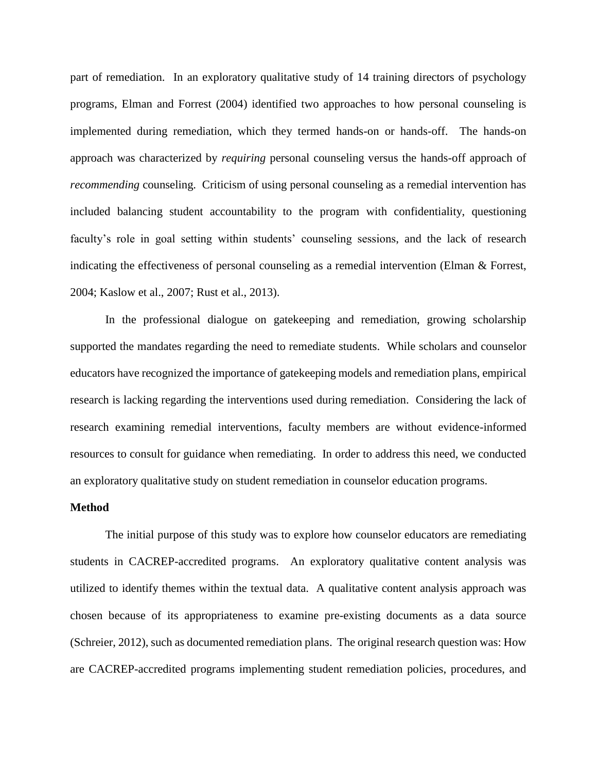part of remediation. In an exploratory qualitative study of 14 training directors of psychology programs, Elman and Forrest (2004) identified two approaches to how personal counseling is implemented during remediation, which they termed hands-on or hands-off. The hands-on approach was characterized by *requiring* personal counseling versus the hands-off approach of *recommending* counseling. Criticism of using personal counseling as a remedial intervention has included balancing student accountability to the program with confidentiality, questioning faculty's role in goal setting within students' counseling sessions, and the lack of research indicating the effectiveness of personal counseling as a remedial intervention (Elman & Forrest, 2004; Kaslow et al., 2007; Rust et al., 2013).

In the professional dialogue on gatekeeping and remediation, growing scholarship supported the mandates regarding the need to remediate students. While scholars and counselor educators have recognized the importance of gatekeeping models and remediation plans, empirical research is lacking regarding the interventions used during remediation. Considering the lack of research examining remedial interventions, faculty members are without evidence-informed resources to consult for guidance when remediating. In order to address this need, we conducted an exploratory qualitative study on student remediation in counselor education programs.

**Method**

The initial purpose of this study was to explore how counselor educators are remediating students in CACREP-accredited programs. An exploratory qualitative content analysis was utilized to identify themes within the textual data. A qualitative content analysis approach was chosen because of its appropriateness to examine pre-existing documents as a data source (Schreier, 2012), such as documented remediation plans. The original research question was: How are CACREP-accredited programs implementing student remediation policies, procedures, and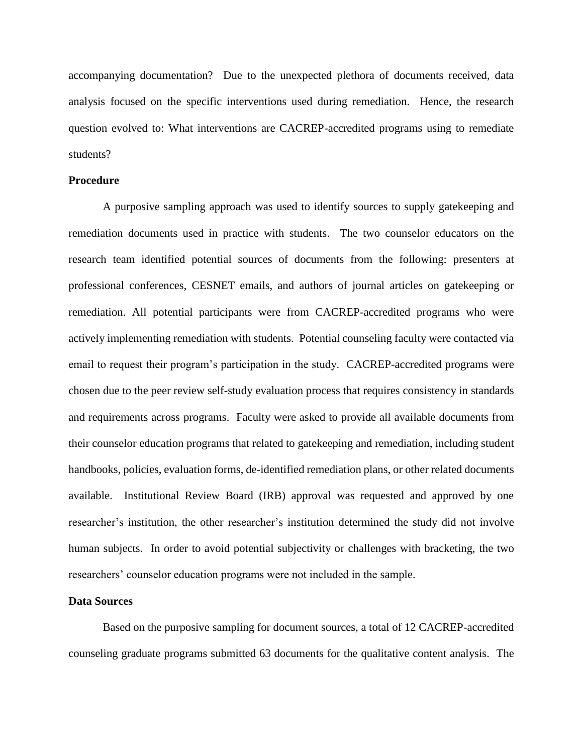accompanying documentation? Due to the unexpected plethora of documents received, data analysis focused on the specific interventions used during remediation. Hence, the research question evolved to: What interventions are CACREP-accredited programs using to remediate students?

**Procedure**

A purposive sampling approach was used to identify sources to supply gatekeeping and remediation documents used in practice with students. The two counselor educators on the research team identified potential sources of documents from the following: presenters at professional conferences, CESNET emails, and authors of journal articles on gatekeeping or remediation. All potential participants were from CACREP-accredited programs who were actively implementing remediation with students. Potential counseling faculty were contacted via email to request their program's participation in the study. CACREP-accredited programs were chosen due to the peer review self-study evaluation process that requires consistency in standards and requirements across programs. Faculty were asked to provide all available documents from their counselor education programs that related to gatekeeping and remediation, including student handbooks, policies, evaluation forms, de-identified remediation plans, or other related documents available. Institutional Review Board (IRB) approval was requested and approved by one researcher's institution, the other researcher's institution determined the study did not involve human subjects. In order to avoid potential subjectivity or challenges with bracketing, the two researchers' counselor education programs were not included in the sample.

**Data Sources**

Based on the purposive sampling for document sources, a total of 12 CACREP-accredited counseling graduate programs submitted 63 documents for the qualitative content analysis. The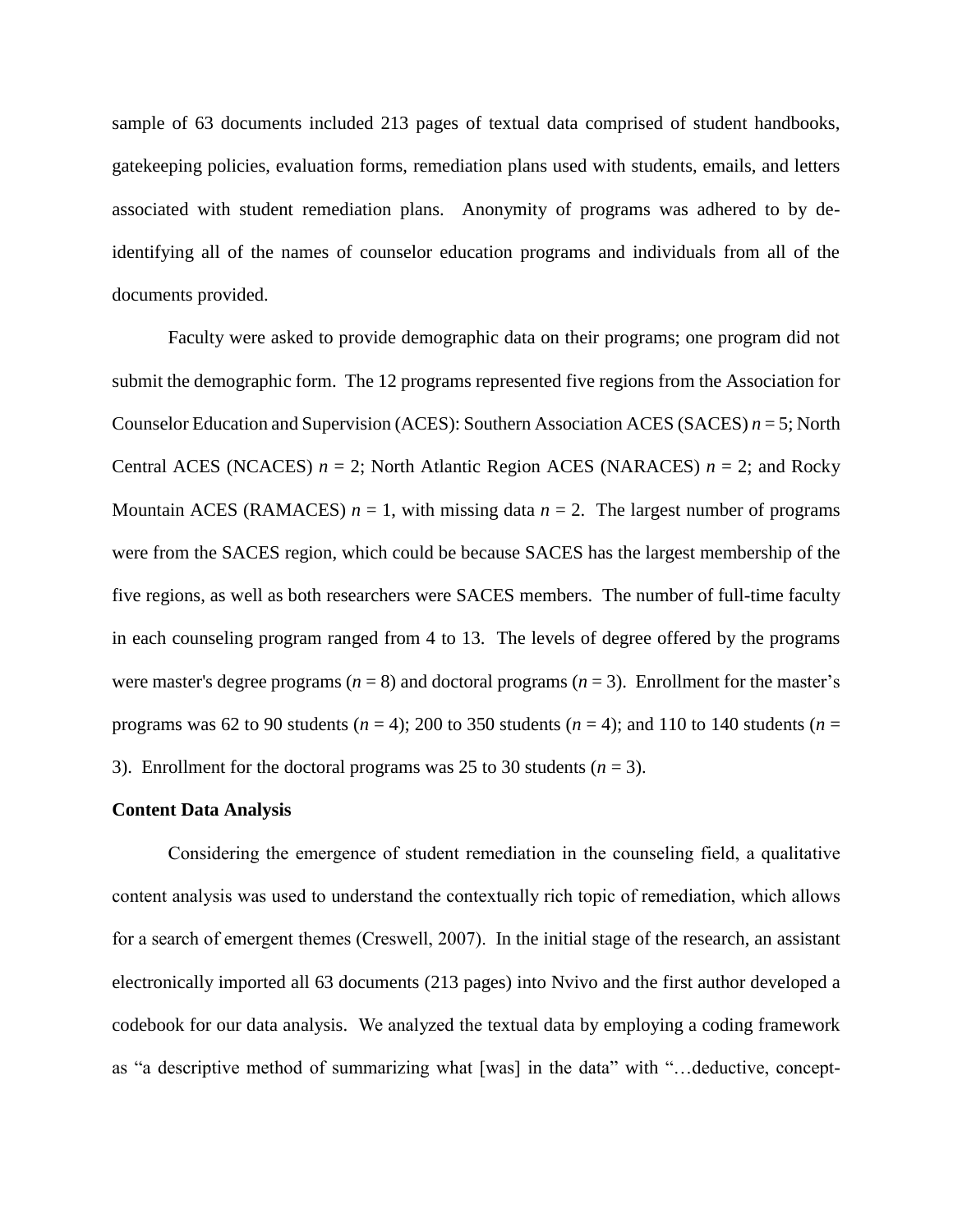sample of 63 documents included 213 pages of textual data comprised of student handbooks, gatekeeping policies, evaluation forms, remediation plans used with students, emails, and letters associated with student remediation plans. Anonymity of programs was adhered to by de-identifying all of the names of counselor education programs and individuals from all of the documents provided.

Faculty were asked to provide demographic data on their programs; one program did not submit the demographic form. The 12 programs represented five regions from the Association for Counselor Education and Supervision (ACES): Southern Association ACES (SACES) $n = 5$; North Central ACES (NCACES) $n = 2$; North Atlantic Region ACES (NARACES) $n = 2$; and Rocky Mountain ACES (RAMACES) $n = 1$, with missing data $n = 2$. The largest number of programs were from the SACES region, which could be because SACES has the largest membership of the five regions, as well as both researchers were SACES members. The number of full-time faculty in each counseling program ranged from 4 to 13. The levels of degree offered by the programs were master's degree programs ($n = 8$) and doctoral programs ($n = 3$). Enrollment for the master's programs was 62 to 90 students ($n = 4$); 200 to 350 students ($n = 4$); and 110 to 140 students ($n = 3$). Enrollment for the doctoral programs was 25 to 30 students ($n = 3$).

**Content Data Analysis**

Considering the emergence of student remediation in the counseling field, a qualitative content analysis was used to understand the contextually rich topic of remediation, which allows for a search of emergent themes (Creswell, 2007). In the initial stage of the research, an assistant electronically imported all 63 documents (213 pages) into Nvivo and the first author developed a codebook for our data analysis. We analyzed the textual data by employing a coding framework as "a descriptive method of summarizing what [was] in the data" with "…deductive, concept-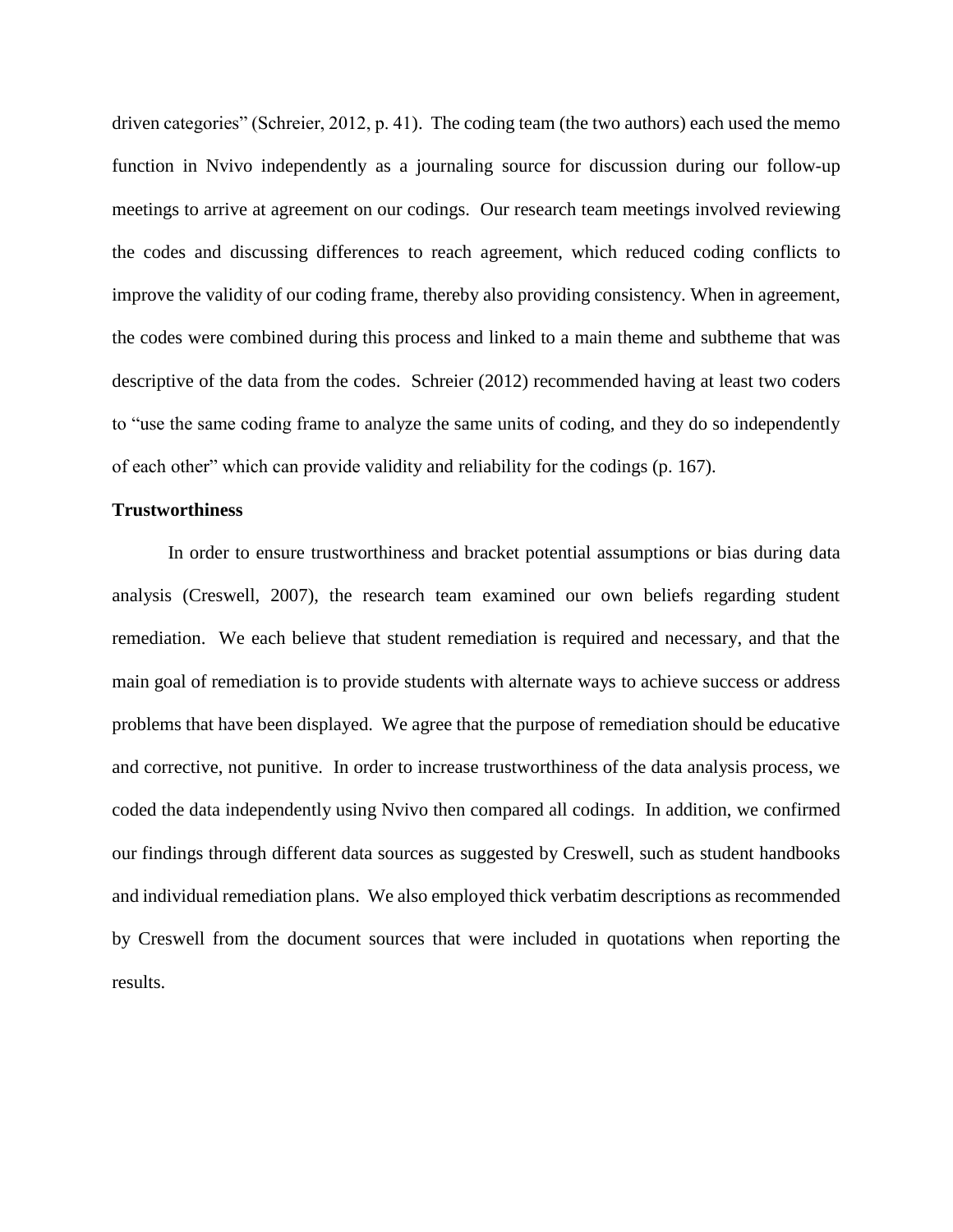driven categories" (Schreier, 2012, p. 41). The coding team (the two authors) each used the memo function in Nvivo independently as a journaling source for discussion during our follow-up meetings to arrive at agreement on our codings. Our research team meetings involved reviewing the codes and discussing differences to reach agreement, which reduced coding conflicts to improve the validity of our coding frame, thereby also providing consistency. When in agreement, the codes were combined during this process and linked to a main theme and subtheme that was descriptive of the data from the codes. Schreier (2012) recommended having at least two coders to "use the same coding frame to analyze the same units of coding, and they do so independently of each other" which can provide validity and reliability for the codings (p. 167).

**Trustworthiness**

In order to ensure trustworthiness and bracket potential assumptions or bias during data analysis (Creswell, 2007), the research team examined our own beliefs regarding student remediation. We each believe that student remediation is required and necessary, and that the main goal of remediation is to provide students with alternate ways to achieve success or address problems that have been displayed. We agree that the purpose of remediation should be educative and corrective, not punitive. In order to increase trustworthiness of the data analysis process, we coded the data independently using Nvivo then compared all codings. In addition, we confirmed our findings through different data sources as suggested by Creswell, such as student handbooks and individual remediation plans. We also employed thick verbatim descriptions as recommended by Creswell from the document sources that were included in quotations when reporting the results.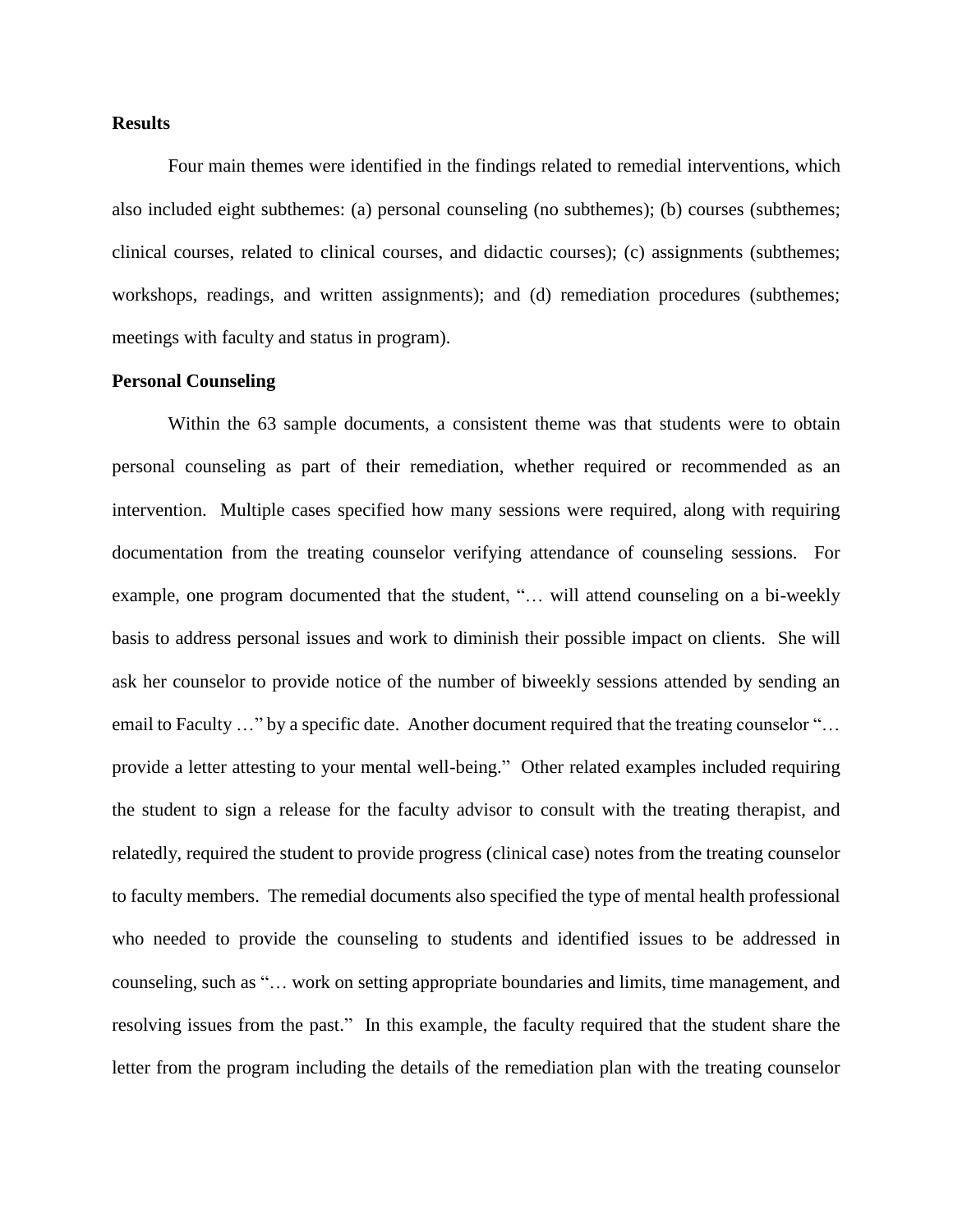**Results**

Four main themes were identified in the findings related to remedial interventions, which also included eight subthemes: (a) personal counseling (no subthemes); (b) courses (subthemes; clinical courses, related to clinical courses, and didactic courses); (c) assignments (subthemes; workshops, readings, and written assignments); and (d) remediation procedures (subthemes; meetings with faculty and status in program).

**Personal Counseling**

Within the 63 sample documents, a consistent theme was that students were to obtain personal counseling as part of their remediation, whether required or recommended as an intervention. Multiple cases specified how many sessions were required, along with requiring documentation from the treating counselor verifying attendance of counseling sessions. For example, one program documented that the student, "… will attend counseling on a bi-weekly basis to address personal issues and work to diminish their possible impact on clients. She will ask her counselor to provide notice of the number of biweekly sessions attended by sending an email to Faculty …" by a specific date. Another document required that the treating counselor "… provide a letter attesting to your mental well-being." Other related examples included requiring the student to sign a release for the faculty advisor to consult with the treating therapist, and relatedly, required the student to provide progress (clinical case) notes from the treating counselor to faculty members. The remedial documents also specified the type of mental health professional who needed to provide the counseling to students and identified issues to be addressed in counseling, such as "… work on setting appropriate boundaries and limits, time management, and resolving issues from the past." In this example, the faculty required that the student share the letter from the program including the details of the remediation plan with the treating counselor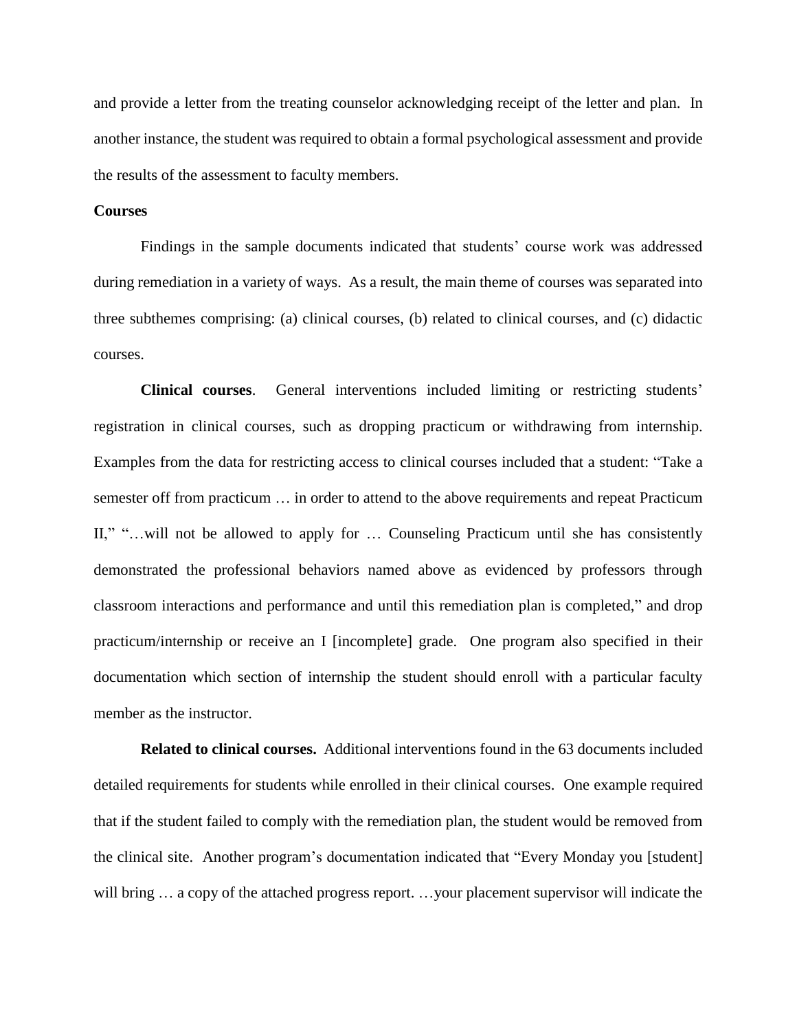and provide a letter from the treating counselor acknowledging receipt of the letter and plan. In another instance, the student was required to obtain a formal psychological assessment and provide the results of the assessment to faculty members.

**Courses**

Findings in the sample documents indicated that students' course work was addressed during remediation in a variety of ways. As a result, the main theme of courses was separated into three subthemes comprising: (a) clinical courses, (b) related to clinical courses, and (c) didactic courses.

**Clinical courses**. General interventions included limiting or restricting students' registration in clinical courses, such as dropping practicum or withdrawing from internship. Examples from the data for restricting access to clinical courses included that a student: "Take a semester off from practicum … in order to attend to the above requirements and repeat Practicum II," "…will not be allowed to apply for … Counseling Practicum until she has consistently demonstrated the professional behaviors named above as evidenced by professors through classroom interactions and performance and until this remediation plan is completed," and drop practicum/internship or receive an I [incomplete] grade. One program also specified in their documentation which section of internship the student should enroll with a particular faculty member as the instructor.

**Related to clinical courses.** Additional interventions found in the 63 documents included detailed requirements for students while enrolled in their clinical courses. One example required that if the student failed to comply with the remediation plan, the student would be removed from the clinical site. Another program's documentation indicated that "Every Monday you [student] will bring … a copy of the attached progress report. …your placement supervisor will indicate the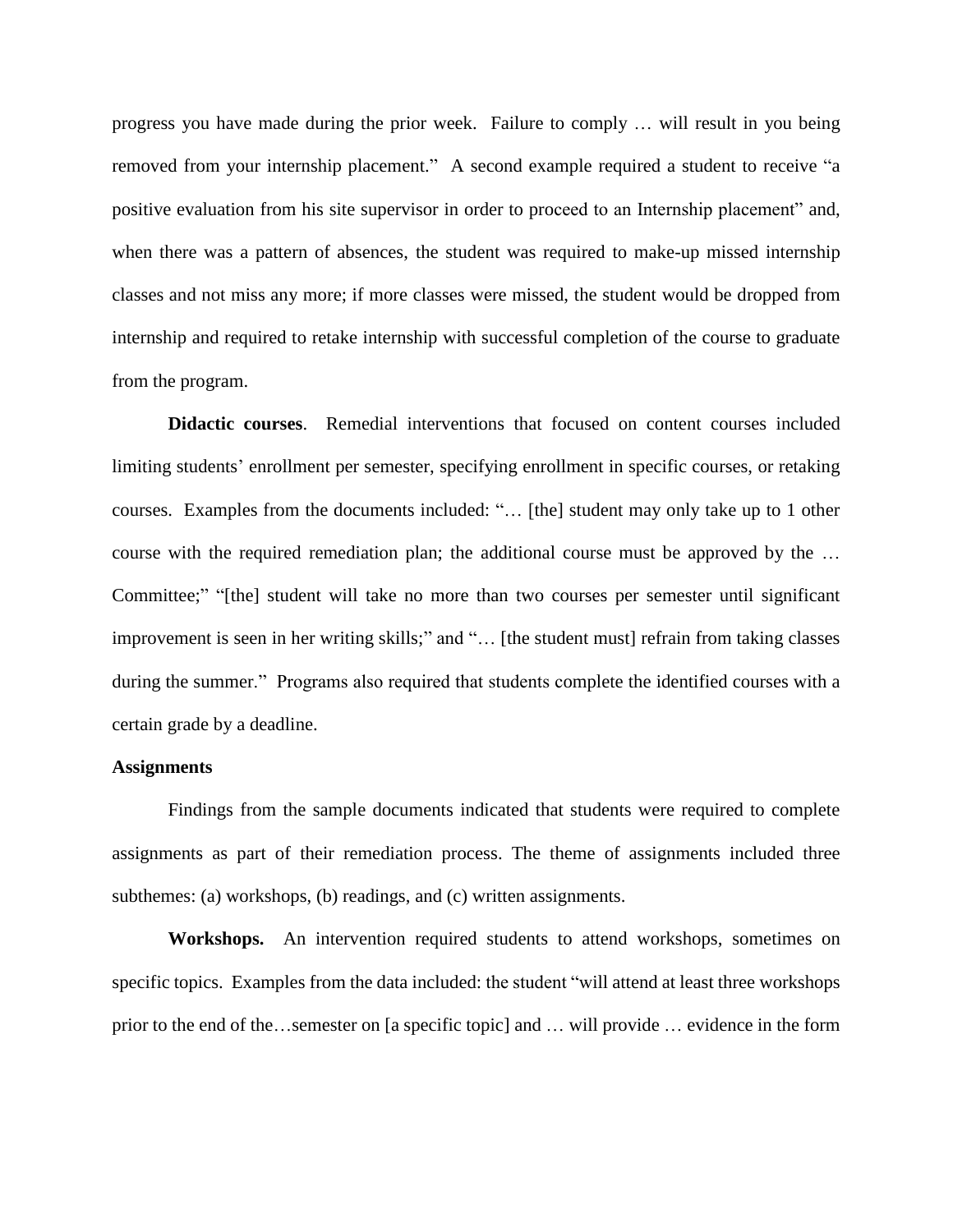progress you have made during the prior week.  Failure to comply … will result in you being removed from your internship placement."  A second example required a student to receive "a positive evaluation from his site supervisor in order to proceed to an Internship placement" and, when there was a pattern of absences, the student was required to make-up missed internship classes and not miss any more; if more classes were missed, the student would be dropped from internship and required to retake internship with successful completion of the course to graduate from the program.

**Didactic courses**.  Remedial interventions that focused on content courses included limiting students' enrollment per semester, specifying enrollment in specific courses, or retaking courses.  Examples from the documents included: "… [the] student may only take up to 1 other course with the required remediation plan; the additional course must be approved by the … Committee;" "[the] student will take no more than two courses per semester until significant improvement is seen in her writing skills;" and "… [the student must] refrain from taking classes during the summer."  Programs also required that students complete the identified courses with a certain grade by a deadline.

### Assignments

Findings from the sample documents indicated that students were required to complete assignments as part of their remediation process. The theme of assignments included three subthemes: (a) workshops, (b) readings, and (c) written assignments.

**Workshops.**  An intervention required students to attend workshops, sometimes on specific topics.  Examples from the data included: the student "will attend at least three workshops prior to the end of the…semester on [a specific topic] and … will provide … evidence in the form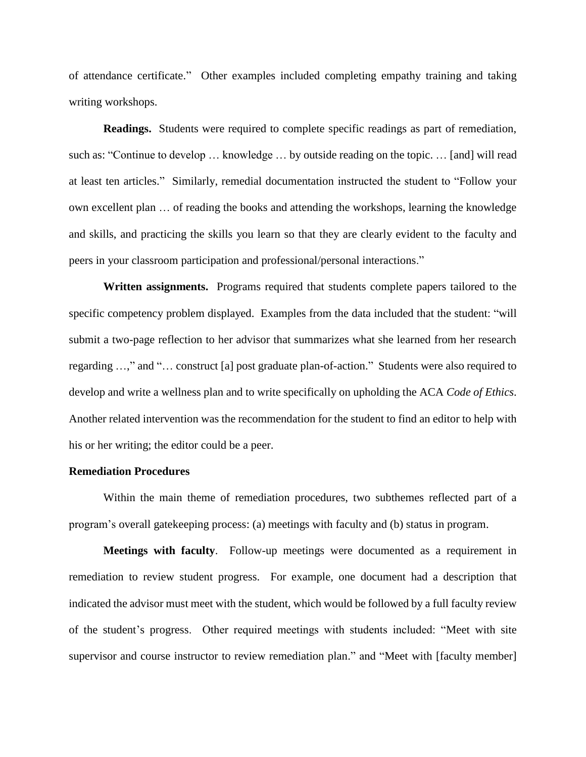of attendance certificate." Other examples included completing empathy training and taking writing workshops.

**Readings.** Students were required to complete specific readings as part of remediation, such as: "Continue to develop … knowledge … by outside reading on the topic. … [and] will read at least ten articles." Similarly, remedial documentation instructed the student to "Follow your own excellent plan … of reading the books and attending the workshops, learning the knowledge and skills, and practicing the skills you learn so that they are clearly evident to the faculty and peers in your classroom participation and professional/personal interactions."

**Written assignments.** Programs required that students complete papers tailored to the specific competency problem displayed. Examples from the data included that the student: "will submit a two-page reflection to her advisor that summarizes what she learned from her research regarding …," and "… construct [a] post graduate plan-of-action." Students were also required to develop and write a wellness plan and to write specifically on upholding the ACA *Code of Ethics*. Another related intervention was the recommendation for the student to find an editor to help with his or her writing; the editor could be a peer.

### Remediation Procedures

Within the main theme of remediation procedures, two subthemes reflected part of a program's overall gatekeeping process: (a) meetings with faculty and (b) status in program.

**Meetings with faculty**. Follow-up meetings were documented as a requirement in remediation to review student progress. For example, one document had a description that indicated the advisor must meet with the student, which would be followed by a full faculty review of the student's progress. Other required meetings with students included: "Meet with site supervisor and course instructor to review remediation plan." and "Meet with [faculty member]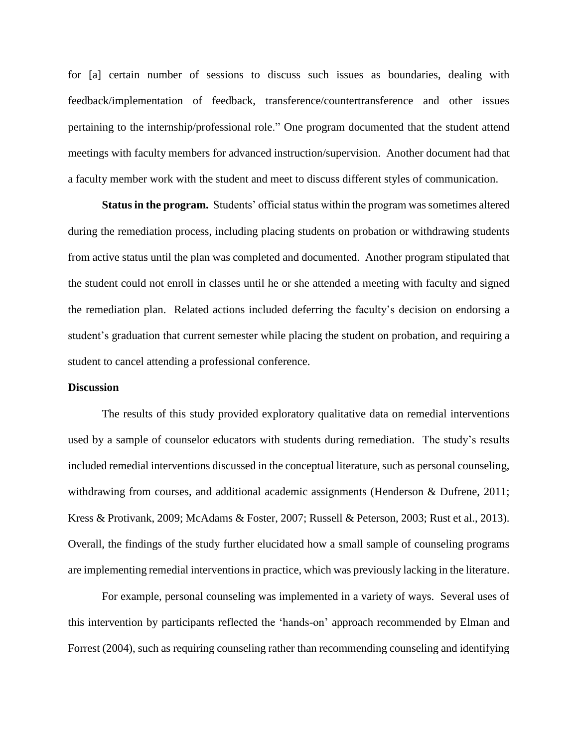for [a] certain number of sessions to discuss such issues as boundaries, dealing with feedback/implementation of feedback, transference/countertransference and other issues pertaining to the internship/professional role." One program documented that the student attend meetings with faculty members for advanced instruction/supervision. Another document had that a faculty member work with the student and meet to discuss different styles of communication.

**Status in the program.** Students' official status within the program was sometimes altered during the remediation process, including placing students on probation or withdrawing students from active status until the plan was completed and documented. Another program stipulated that the student could not enroll in classes until he or she attended a meeting with faculty and signed the remediation plan. Related actions included deferring the faculty's decision on endorsing a student's graduation that current semester while placing the student on probation, and requiring a student to cancel attending a professional conference.

## Discussion

The results of this study provided exploratory qualitative data on remedial interventions used by a sample of counselor educators with students during remediation. The study's results included remedial interventions discussed in the conceptual literature, such as personal counseling, withdrawing from courses, and additional academic assignments (Henderson & Dufrene, 2011; Kress & Protivank, 2009; McAdams & Foster, 2007; Russell & Peterson, 2003; Rust et al., 2013). Overall, the findings of the study further elucidated how a small sample of counseling programs are implementing remedial interventions in practice, which was previously lacking in the literature.

For example, personal counseling was implemented in a variety of ways. Several uses of this intervention by participants reflected the 'hands-on' approach recommended by Elman and Forrest (2004), such as requiring counseling rather than recommending counseling and identifying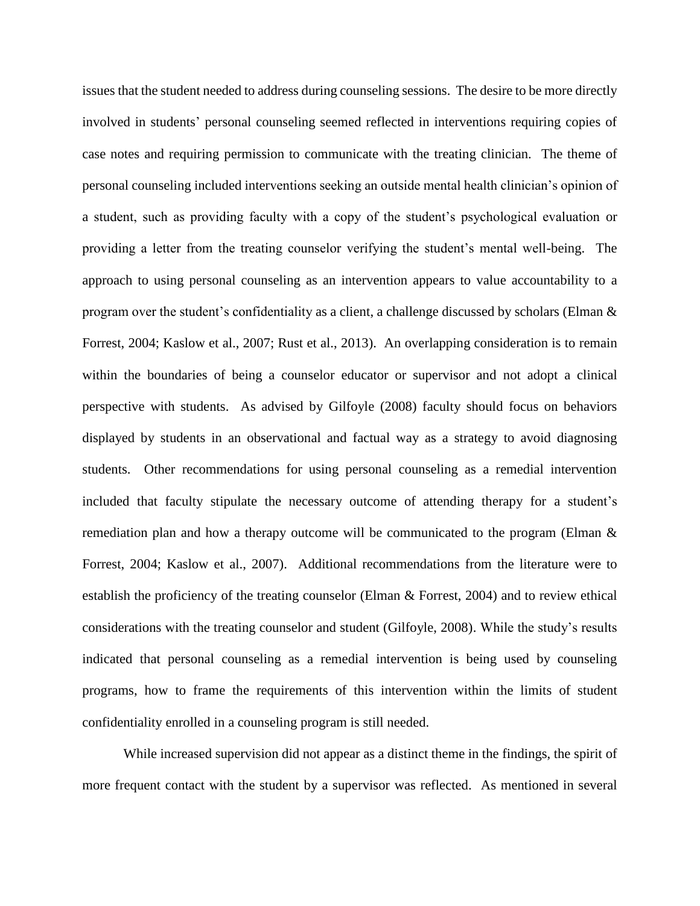issues that the student needed to address during counseling sessions. The desire to be more directly involved in students' personal counseling seemed reflected in interventions requiring copies of case notes and requiring permission to communicate with the treating clinician. The theme of personal counseling included interventions seeking an outside mental health clinician's opinion of a student, such as providing faculty with a copy of the student's psychological evaluation or providing a letter from the treating counselor verifying the student's mental well-being. The approach to using personal counseling as an intervention appears to value accountability to a program over the student's confidentiality as a client, a challenge discussed by scholars (Elman & Forrest, 2004; Kaslow et al., 2007; Rust et al., 2013). An overlapping consideration is to remain within the boundaries of being a counselor educator or supervisor and not adopt a clinical perspective with students. As advised by Gilfoyle (2008) faculty should focus on behaviors displayed by students in an observational and factual way as a strategy to avoid diagnosing students. Other recommendations for using personal counseling as a remedial intervention included that faculty stipulate the necessary outcome of attending therapy for a student's remediation plan and how a therapy outcome will be communicated to the program (Elman & Forrest, 2004; Kaslow et al., 2007). Additional recommendations from the literature were to establish the proficiency of the treating counselor (Elman & Forrest, 2004) and to review ethical considerations with the treating counselor and student (Gilfoyle, 2008). While the study's results indicated that personal counseling as a remedial intervention is being used by counseling programs, how to frame the requirements of this intervention within the limits of student confidentiality enrolled in a counseling program is still needed.

While increased supervision did not appear as a distinct theme in the findings, the spirit of more frequent contact with the student by a supervisor was reflected. As mentioned in several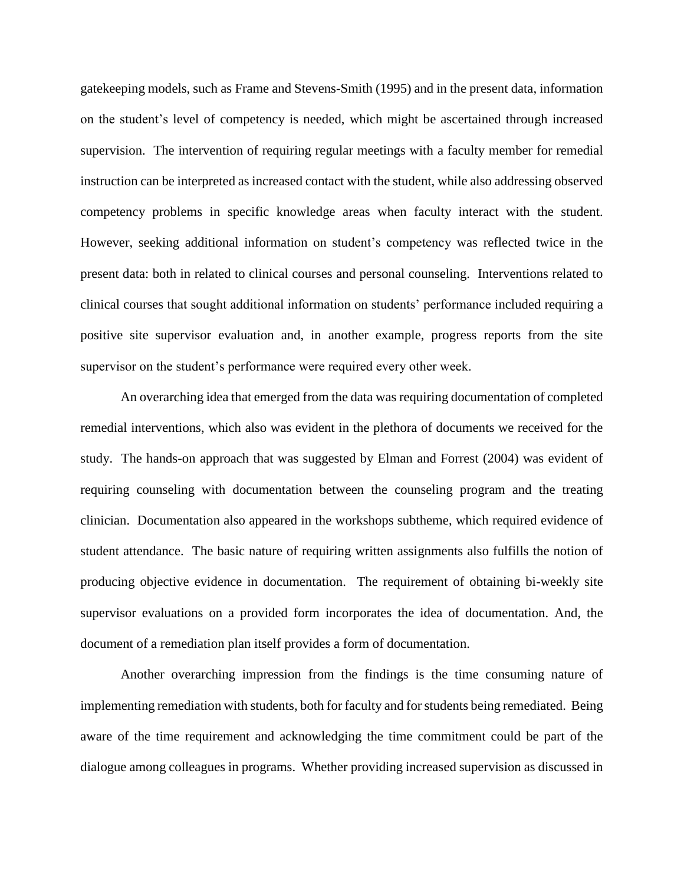gatekeeping models, such as Frame and Stevens-Smith (1995) and in the present data, information on the student's level of competency is needed, which might be ascertained through increased supervision. The intervention of requiring regular meetings with a faculty member for remedial instruction can be interpreted as increased contact with the student, while also addressing observed competency problems in specific knowledge areas when faculty interact with the student. However, seeking additional information on student's competency was reflected twice in the present data: both in related to clinical courses and personal counseling. Interventions related to clinical courses that sought additional information on students' performance included requiring a positive site supervisor evaluation and, in another example, progress reports from the site supervisor on the student's performance were required every other week.

An overarching idea that emerged from the data was requiring documentation of completed remedial interventions, which also was evident in the plethora of documents we received for the study. The hands-on approach that was suggested by Elman and Forrest (2004) was evident of requiring counseling with documentation between the counseling program and the treating clinician. Documentation also appeared in the workshops subtheme, which required evidence of student attendance. The basic nature of requiring written assignments also fulfills the notion of producing objective evidence in documentation. The requirement of obtaining bi-weekly site supervisor evaluations on a provided form incorporates the idea of documentation. And, the document of a remediation plan itself provides a form of documentation.

Another overarching impression from the findings is the time consuming nature of implementing remediation with students, both for faculty and for students being remediated. Being aware of the time requirement and acknowledging the time commitment could be part of the dialogue among colleagues in programs. Whether providing increased supervision as discussed in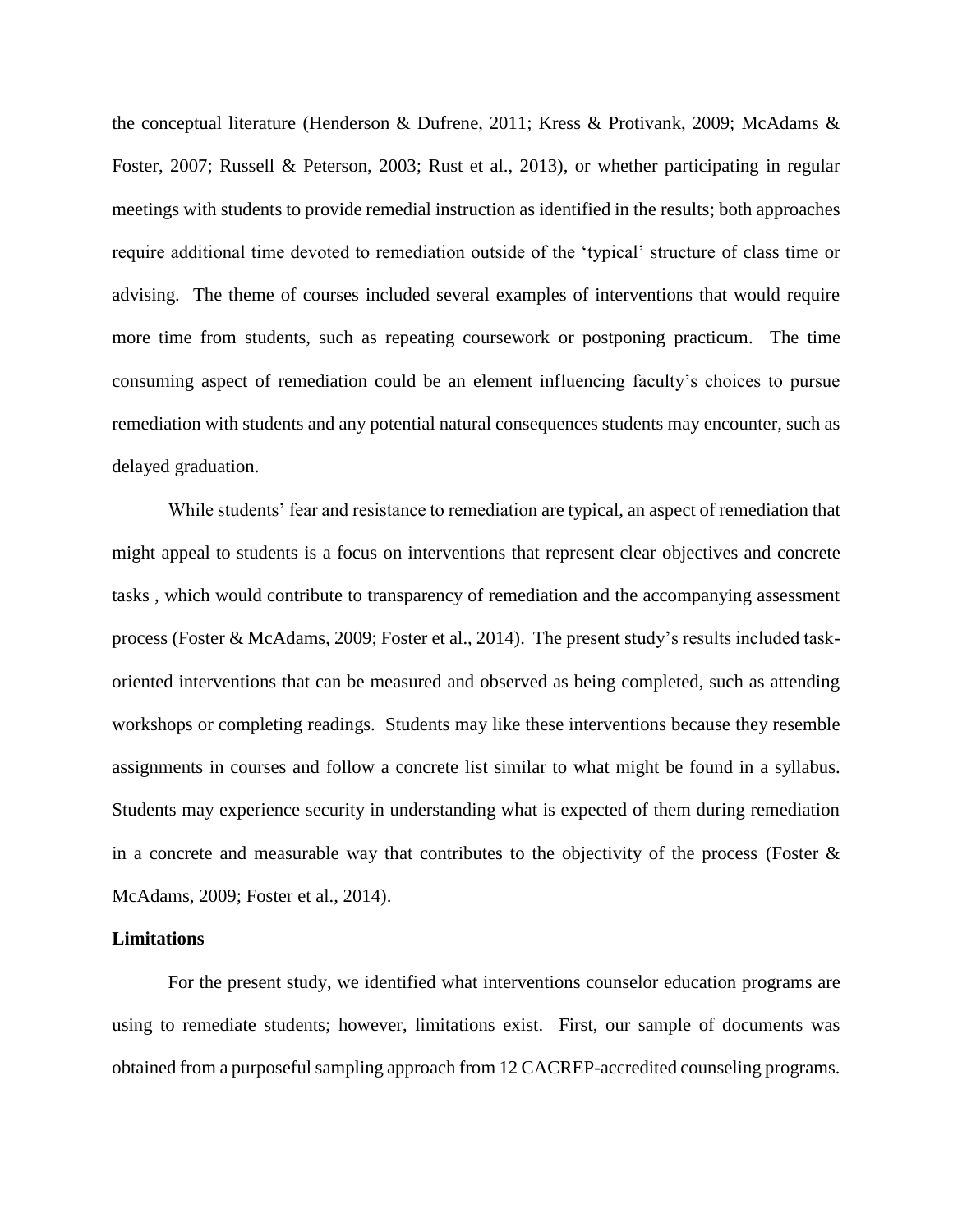the conceptual literature (Henderson & Dufrene, 2011; Kress & Protivank, 2009; McAdams & Foster, 2007; Russell & Peterson, 2003; Rust et al., 2013), or whether participating in regular meetings with students to provide remedial instruction as identified in the results; both approaches require additional time devoted to remediation outside of the 'typical' structure of class time or advising. The theme of courses included several examples of interventions that would require more time from students, such as repeating coursework or postponing practicum. The time consuming aspect of remediation could be an element influencing faculty's choices to pursue remediation with students and any potential natural consequences students may encounter, such as delayed graduation.

While students' fear and resistance to remediation are typical, an aspect of remediation that might appeal to students is a focus on interventions that represent clear objectives and concrete tasks , which would contribute to transparency of remediation and the accompanying assessment process (Foster & McAdams, 2009; Foster et al., 2014). The present study's results included task-oriented interventions that can be measured and observed as being completed, such as attending workshops or completing readings. Students may like these interventions because they resemble assignments in courses and follow a concrete list similar to what might be found in a syllabus. Students may experience security in understanding what is expected of them during remediation in a concrete and measurable way that contributes to the objectivity of the process (Foster & McAdams, 2009; Foster et al., 2014).

**Limitations**

For the present study, we identified what interventions counselor education programs are using to remediate students; however, limitations exist. First, our sample of documents was obtained from a purposeful sampling approach from 12 CACREP-accredited counseling programs.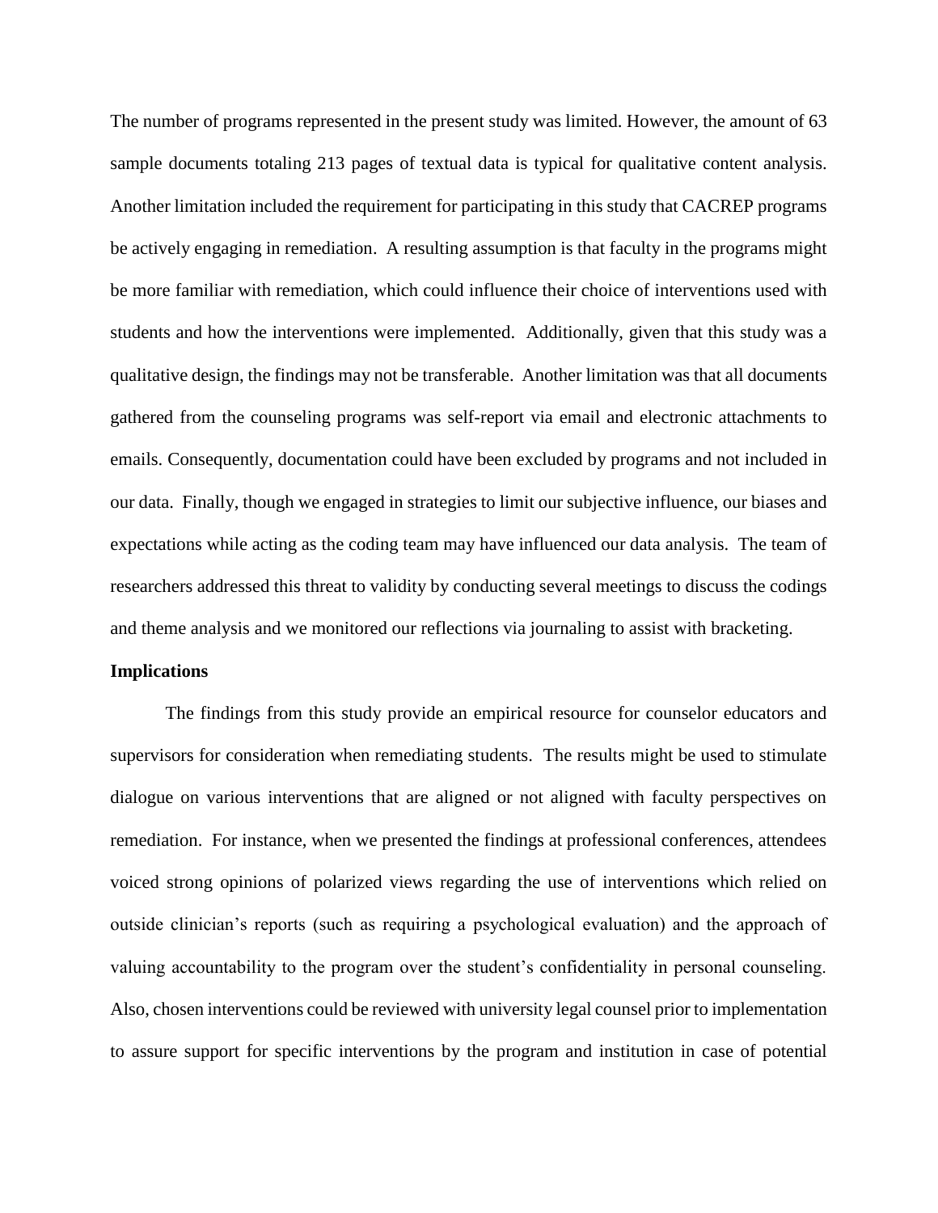The number of programs represented in the present study was limited. However, the amount of 63 sample documents totaling 213 pages of textual data is typical for qualitative content analysis. Another limitation included the requirement for participating in this study that CACREP programs be actively engaging in remediation. A resulting assumption is that faculty in the programs might be more familiar with remediation, which could influence their choice of interventions used with students and how the interventions were implemented. Additionally, given that this study was a qualitative design, the findings may not be transferable. Another limitation was that all documents gathered from the counseling programs was self-report via email and electronic attachments to emails. Consequently, documentation could have been excluded by programs and not included in our data. Finally, though we engaged in strategies to limit our subjective influence, our biases and expectations while acting as the coding team may have influenced our data analysis. The team of researchers addressed this threat to validity by conducting several meetings to discuss the codings and theme analysis and we monitored our reflections via journaling to assist with bracketing.

**Implications**

The findings from this study provide an empirical resource for counselor educators and supervisors for consideration when remediating students. The results might be used to stimulate dialogue on various interventions that are aligned or not aligned with faculty perspectives on remediation. For instance, when we presented the findings at professional conferences, attendees voiced strong opinions of polarized views regarding the use of interventions which relied on outside clinician's reports (such as requiring a psychological evaluation) and the approach of valuing accountability to the program over the student's confidentiality in personal counseling. Also, chosen interventions could be reviewed with university legal counsel prior to implementation to assure support for specific interventions by the program and institution in case of potential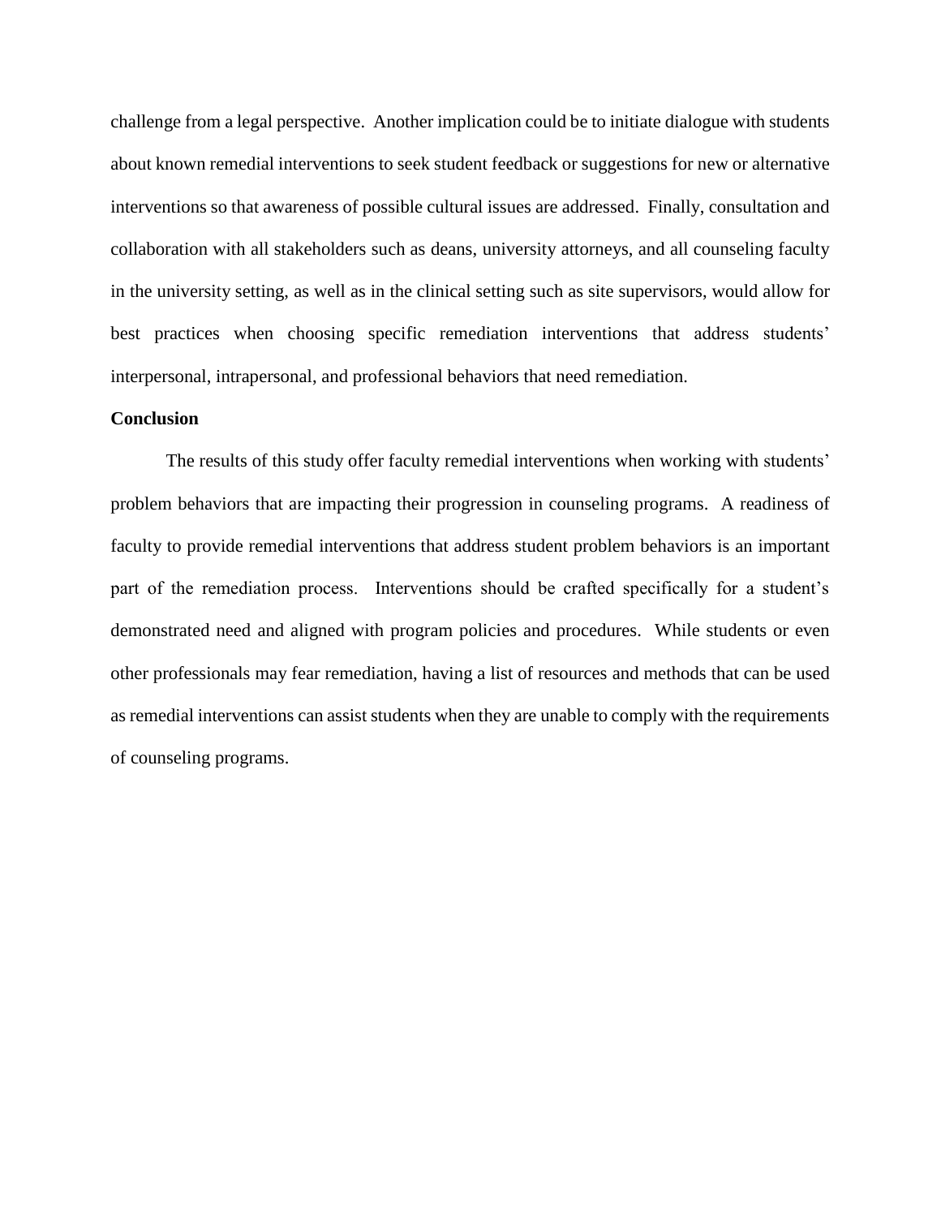challenge from a legal perspective. Another implication could be to initiate dialogue with students about known remedial interventions to seek student feedback or suggestions for new or alternative interventions so that awareness of possible cultural issues are addressed. Finally, consultation and collaboration with all stakeholders such as deans, university attorneys, and all counseling faculty in the university setting, as well as in the clinical setting such as site supervisors, would allow for best practices when choosing specific remediation interventions that address students' interpersonal, intrapersonal, and professional behaviors that need remediation.

**Conclusion**

The results of this study offer faculty remedial interventions when working with students' problem behaviors that are impacting their progression in counseling programs. A readiness of faculty to provide remedial interventions that address student problem behaviors is an important part of the remediation process. Interventions should be crafted specifically for a student's demonstrated need and aligned with program policies and procedures. While students or even other professionals may fear remediation, having a list of resources and methods that can be used as remedial interventions can assist students when they are unable to comply with the requirements of counseling programs.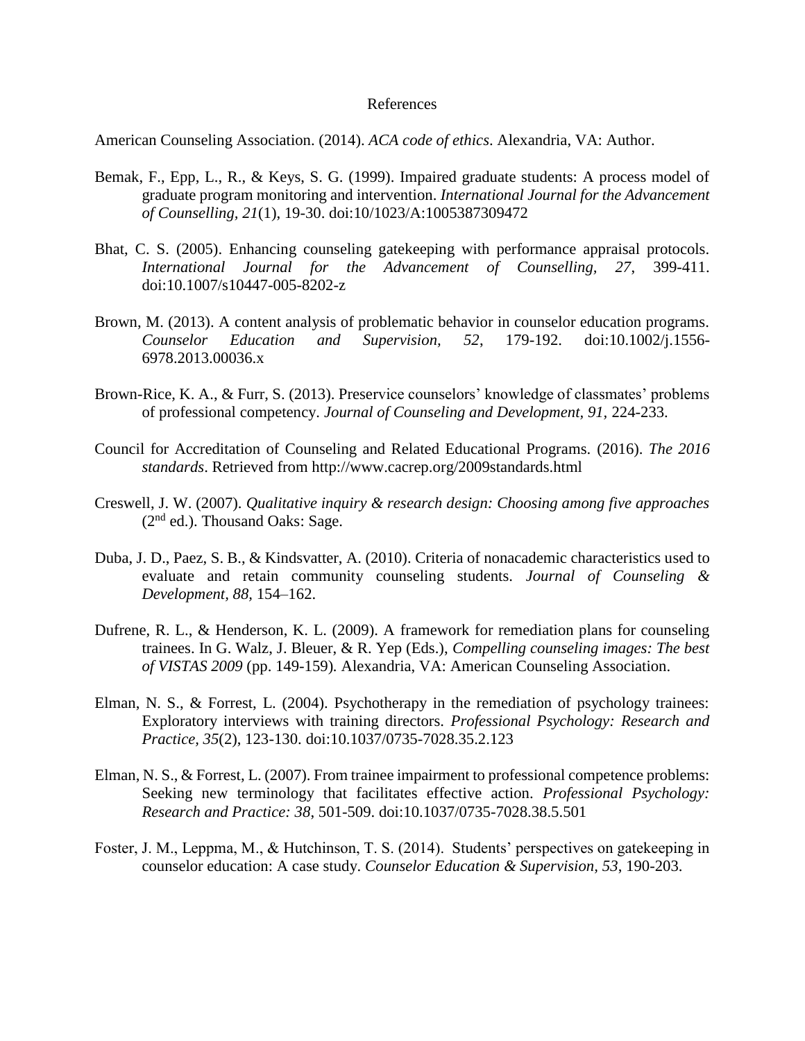# References

American Counseling Association. (2014). *ACA code of ethics*. Alexandria, VA: Author.

Bemak, F., Epp, L., R., & Keys, S. G. (1999). Impaired graduate students: A process model of graduate program monitoring and intervention. *International Journal for the Advancement of Counselling, 21*(1), 19-30. doi:10/1023/A:1005387309472

Bhat, C. S. (2005). Enhancing counseling gatekeeping with performance appraisal protocols. *International Journal for the Advancement of Counselling, 27*, 399-411. doi:10.1007/s10447-005-8202-z

Brown, M. (2013). A content analysis of problematic behavior in counselor education programs. *Counselor Education and Supervision, 52*, 179-192. doi:10.1002/j.1556-6978.2013.00036.x

Brown-Rice, K. A., & Furr, S. (2013). Preservice counselors' knowledge of classmates' problems of professional competency. *Journal of Counseling and Development, 91*, 224-233.

Council for Accreditation of Counseling and Related Educational Programs. (2016). *The 2016 standards*. Retrieved from http://www.cacrep.org/2009standards.html

Creswell, J. W. (2007). *Qualitative inquiry & research design: Choosing among five approaches* (2nd ed.). Thousand Oaks: Sage.

Duba, J. D., Paez, S. B., & Kindsvatter, A. (2010). Criteria of nonacademic characteristics used to evaluate and retain community counseling students. *Journal of Counseling & Development, 88*, 154–162.

Dufrene, R. L., & Henderson, K. L. (2009). A framework for remediation plans for counseling trainees. In G. Walz, J. Bleuer, & R. Yep (Eds.), *Compelling counseling images: The best of VISTAS 2009* (pp. 149-159). Alexandria, VA: American Counseling Association.

Elman, N. S., & Forrest, L. (2004). Psychotherapy in the remediation of psychology trainees: Exploratory interviews with training directors. *Professional Psychology: Research and Practice, 35*(2), 123-130. doi:10.1037/0735-7028.35.2.123

Elman, N. S., & Forrest, L. (2007). From trainee impairment to professional competence problems: Seeking new terminology that facilitates effective action. *Professional Psychology: Research and Practice: 38*, 501-509. doi:10.1037/0735-7028.38.5.501

Foster, J. M., Leppma, M., & Hutchinson, T. S. (2014). Students' perspectives on gatekeeping in counselor education: A case study. *Counselor Education & Supervision, 53*, 190-203.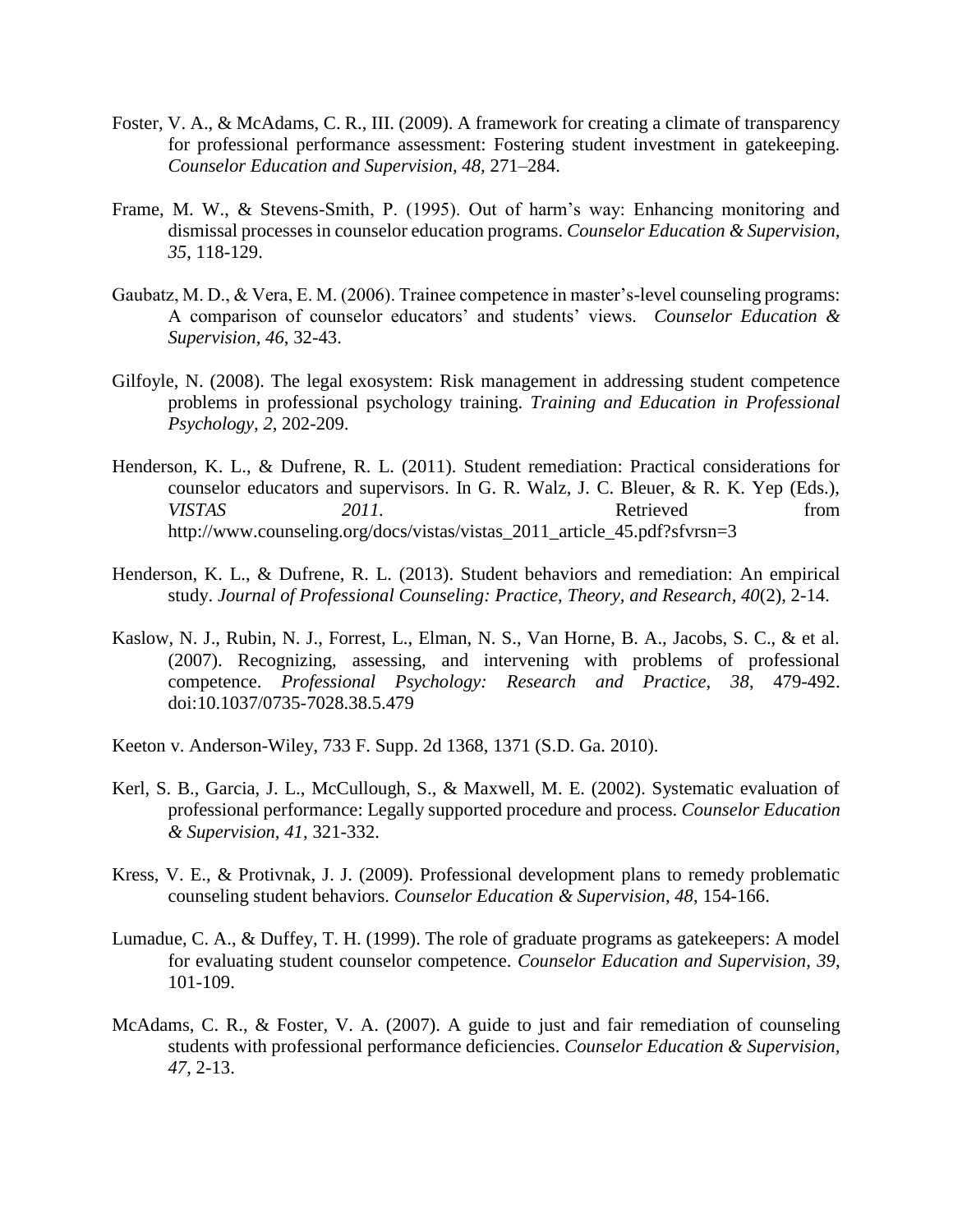Foster, V. A., & McAdams, C. R., III. (2009). A framework for creating a climate of transparency for professional performance assessment: Fostering student investment in gatekeeping. *Counselor Education and Supervision, 48*, 271–284.

Frame, M. W., & Stevens-Smith, P. (1995). Out of harm's way: Enhancing monitoring and dismissal processes in counselor education programs. *Counselor Education & Supervision, 35*, 118-129.

Gaubatz, M. D., & Vera, E. M. (2006). Trainee competence in master's-level counseling programs: A comparison of counselor educators' and students' views. *Counselor Education & Supervision*, *46*, 32-43.

Gilfoyle, N. (2008). The legal exosystem: Risk management in addressing student competence problems in professional psychology training. *Training and Education in Professional Psychology, 2*, 202-209.

Henderson, K. L., & Dufrene, R. L. (2011). Student remediation: Practical considerations for counselor educators and supervisors. In G. R. Walz, J. C. Bleuer, & R. K. Yep (Eds.), *VISTAS 2011.* Retrieved from http://www.counseling.org/docs/vistas/vistas_2011_article_45.pdf?sfvrsn=3

Henderson, K. L., & Dufrene, R. L. (2013). Student behaviors and remediation: An empirical study. *Journal of Professional Counseling: Practice, Theory, and Research*, *40*(2), 2-14.

Kaslow, N. J., Rubin, N. J., Forrest, L., Elman, N. S., Van Horne, B. A., Jacobs, S. C., & et al. (2007). Recognizing, assessing, and intervening with problems of professional competence. *Professional Psychology: Research and Practice, 38*, 479-492. doi:10.1037/0735-7028.38.5.479

Keeton v. Anderson-Wiley, 733 F. Supp. 2d 1368, 1371 (S.D. Ga. 2010).

Kerl, S. B., Garcia, J. L., McCullough, S., & Maxwell, M. E. (2002). Systematic evaluation of professional performance: Legally supported procedure and process. *Counselor Education & Supervision, 41*, 321-332.

Kress, V. E., & Protivnak, J. J. (2009). Professional development plans to remedy problematic counseling student behaviors. *Counselor Education & Supervision, 48*, 154-166.

Lumadue, C. A., & Duffey, T. H. (1999). The role of graduate programs as gatekeepers: A model for evaluating student counselor competence. *Counselor Education and Supervision, 39*, 101-109.

McAdams, C. R., & Foster, V. A. (2007). A guide to just and fair remediation of counseling students with professional performance deficiencies. *Counselor Education & Supervision, 47*, 2-13.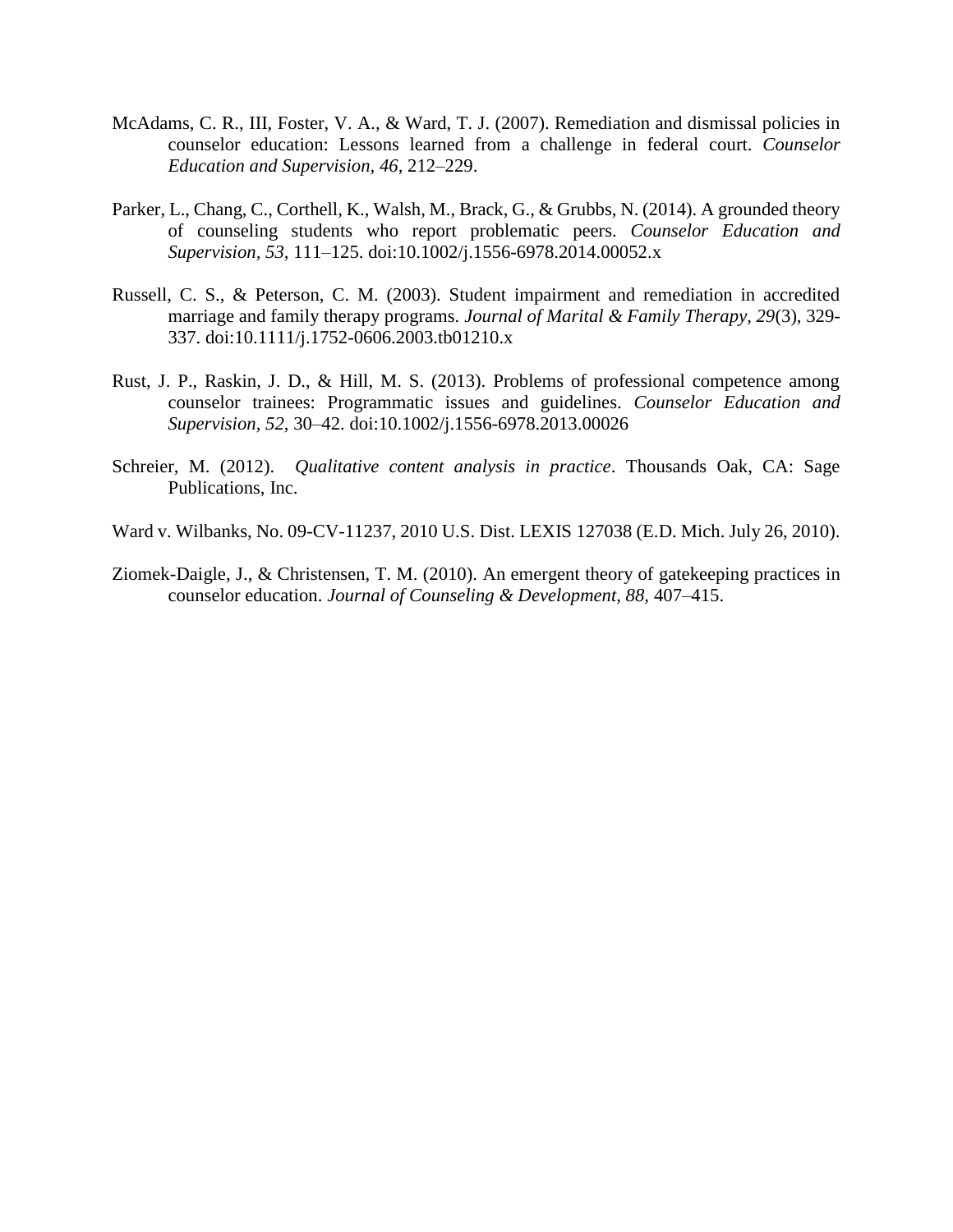McAdams, C. R., III, Foster, V. A., & Ward, T. J. (2007). Remediation and dismissal policies in counselor education: Lessons learned from a challenge in federal court. *Counselor Education and Supervision, 46,* 212–229.

Parker, L., Chang, C., Corthell, K., Walsh, M., Brack, G., & Grubbs, N. (2014). A grounded theory of counseling students who report problematic peers. *Counselor Education and Supervision, 53,* 111–125. doi:10.1002/j.1556-6978.2014.00052.x

Russell, C. S., & Peterson, C. M. (2003). Student impairment and remediation in accredited marriage and family therapy programs. *Journal of Marital & Family Therapy, 29*(3), 329-337. doi:10.1111/j.1752-0606.2003.tb01210.x

Rust, J. P., Raskin, J. D., & Hill, M. S. (2013). Problems of professional competence among counselor trainees: Programmatic issues and guidelines. *Counselor Education and Supervision, 52,* 30–42. doi:10.1002/j.1556-6978.2013.00026

Schreier, M. (2012). *Qualitative content analysis in practice*. Thousands Oak, CA: Sage Publications, Inc.

Ward v. Wilbanks, No. 09-CV-11237, 2010 U.S. Dist. LEXIS 127038 (E.D. Mich. July 26, 2010).

Ziomek-Daigle, J., & Christensen, T. M. (2010). An emergent theory of gatekeeping practices in counselor education. *Journal of Counseling & Development, 88,* 407–415.